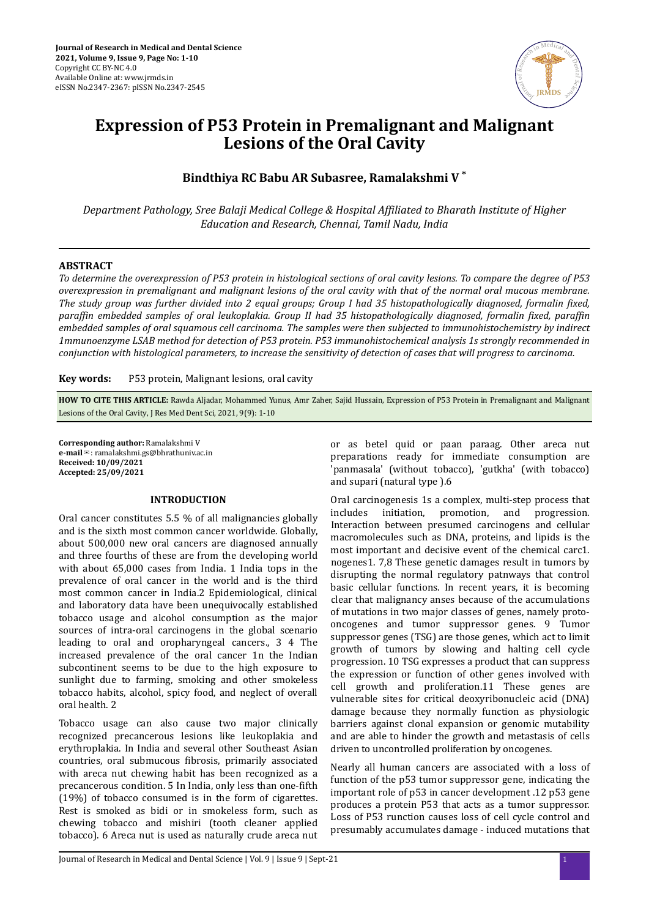# Expression of P53 Protein in Premalignant and Malignant Lesions of the Oral Cavity

**Bindthiya RC Babu AR Subasree, Ramalakshmi V ***

*Department Pathology, Sree Balaji Medical College & Hospital Affiliated to Bharath Institute of Higher Education and Research, Chennai, Tamil Nadu, India*

## ABSTRACT

*To determine the overexpression of P53 protein in histological sections of oral cavity lesions. To compare the degree of P53 overexpression in premalignant and malignant lesions of the oral cavity with that of the normal oral mucous membrane. The study group was further divided into 2 equal groups; Group I had 35 histopathologically diagnosed, formalin fixed, paraffin embedded samples of oral leukoplakia. Group II had 35 histopathologically diagnosed, formalin fixed, paraffin embedded samples of oral squamous cell carcinoma. The samples were then subjected to immunohistochemistry by indirect 1mmunoenzyme LSAB method for detection of P53 protein. P53 immunohistochemical analysis 1s strongly recommended in conjunction with histological parameters, to increase the sensitivity of detection of cases that will progress to carcinoma.*

**Key words:** P53 protein, Malignant lesions, oral cavity

**HOW TO CITE THIS ARTICLE:** Rawda Aljadar, Mohammed Yunus, Amr Zaher, Sajid Hussain, Expression of P53 Protein in Premalignant and Malignant Lesions of the Oral Cavity, J Res Med Dent Sci, 2021, 9(9): 1-10

**Corresponding author:** Ramalakshmi V
**e-mail**✉: ramalakshmi.gs@bhrathuniv.ac.in
**Received: 10/09/2021**
**Accepted: 25/09/2021**

## INTRODUCTION

Oral cancer constitutes 5.5 % of all malignancies globally and is the sixth most common cancer worldwide. Globally, about 500,000 new oral cancers are diagnosed annually and three fourths of these are from the developing world with about 65,000 cases from India. 1 India tops in the prevalence of oral cancer in the world and is the third most common cancer in India.2 Epidemiological, clinical and laboratory data have been unequivocally established tobacco usage and alcohol consumption as the major sources of intra-oral carcinogens in the global scenario leading to oral and oropharyngeal cancers., 3 4 The increased prevalence of the oral cancer 1n the Indian subcontinent seems to be due to the high exposure to sunlight due to farming, smoking and other smokeless tobacco habits, alcohol, spicy food, and neglect of overall oral health. 2

Tobacco usage can also cause two major clinically recognized precancerous lesions like leukoplakia and erythroplakia. In India and several other Southeast Asian countries, oral submucous fibrosis, primarily associated with areca nut chewing habit has been recognized as a precancerous condition. 5 In India, only less than one-fifth (19%) of tobacco consumed is in the form of cigarettes. Rest is smoked as bidi or in smokeless form, such as chewing tobacco and mishiri (tooth cleaner applied tobacco). 6 Areca nut is used as naturally crude areca nut or as betel quid or paan paraag. Other areca nut preparations ready for immediate consumption are 'panmasala' (without tobacco), 'gutkha' (with tobacco) and supari (natural type ).6

Oral carcinogenesis 1s a complex, multi-step process that includes initiation, promotion, and progression. Interaction between presumed carcinogens and cellular macromolecules such as DNA, proteins, and lipids is the most important and decisive event of the chemical carc1. nogenes1. 7,8 These genetic damages result in tumors by disrupting the normal regulatory patnways that control basic cellular functions. In recent years, it is becoming clear that malignancy anses because of the accumulations of mutations in two major classes of genes, namely proto-oncogenes and tumor suppressor genes. 9 Tumor suppressor genes (TSG) are those genes, which act to limit growth of tumors by slowing and halting cell cycle progression. 10 TSG expresses a product that can suppress the expression or function of other genes involved with cell growth and proliferation.11 These genes are vulnerable sites for critical deoxyribonucleic acid (DNA) damage because they normally function as physiologic barriers against clonal expansion or genomic mutability and are able to hinder the growth and metastasis of cells driven to uncontrolled proliferation by oncogenes.

Nearly all human cancers are associated with a loss of function of the p53 tumor suppressor gene, indicating the important role of p53 in cancer development .12 p53 gene produces a protein P53 that acts as a tumor suppressor. Loss of P53 runction causes loss of cell cycle control and presumably accumulates damage - induced mutations that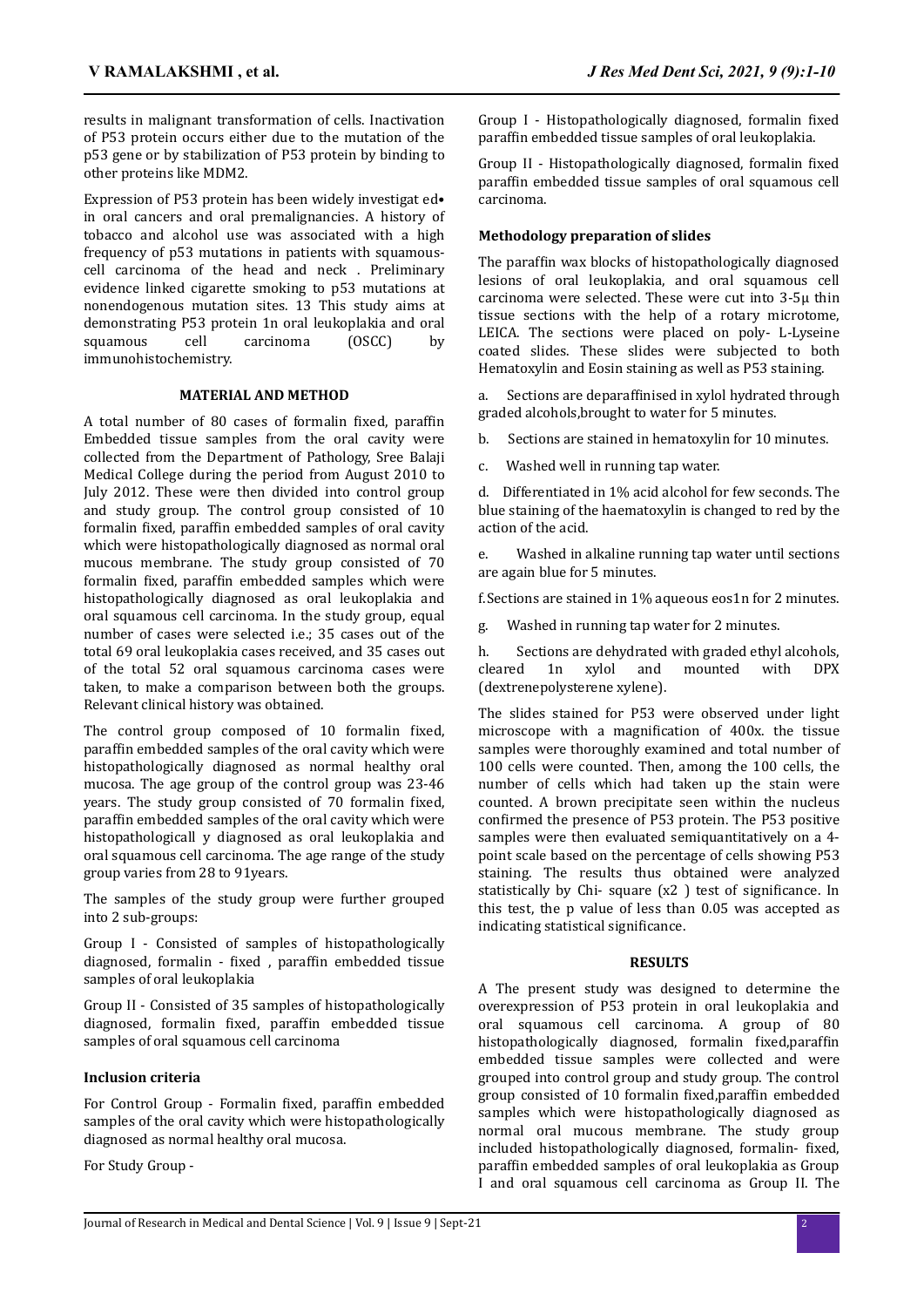results in malignant transformation of cells. Inactivation of P53 protein occurs either due to the mutation of the p53 gene or by stabilization of P53 protein by binding to other proteins like MDM2.

Expression of P53 protein has been widely investigat ed• in oral cancers and oral premalignancies. A history of tobacco and alcohol use was associated with a high frequency of p53 mutations in patients with squamous-cell carcinoma of the head and neck . Preliminary evidence linked cigarette smoking to p53 mutations at nonendogenous mutation sites. 13 This study aims at demonstrating P53 protein 1n oral leukoplakia and oral squamous cell carcinoma (OSCC) by immunohistochemistry.

## MATERIAL AND METHOD

A total number of 80 cases of formalin fixed, paraffin Embedded tissue samples from the oral cavity were collected from the Department of Pathology, Sree Balaji Medical College during the period from August 2010 to July 2012. These were then divided into control group and study group. The control group consisted of 10 formalin fixed, paraffin embedded samples of oral cavity which were histopathologically diagnosed as normal oral mucous membrane. The study group consisted of 70 formalin fixed, paraffin embedded samples which were histopathologically diagnosed as oral leukoplakia and oral squamous cell carcinoma. In the study group, equal number of cases were selected i.e.; 35 cases out of the total 69 oral leukoplakia cases received, and 35 cases out of the total 52 oral squamous carcinoma cases were taken, to make a comparison between both the groups. Relevant clinical history was obtained.

The control group composed of 10 formalin fixed, paraffin embedded samples of the oral cavity which were histopathologically diagnosed as normal healthy oral mucosa. The age group of the control group was 23-46 years. The study group consisted of 70 formalin fixed, paraffin embedded samples of the oral cavity which were histopathologicall y diagnosed as oral leukoplakia and oral squamous cell carcinoma. The age range of the study group varies from 28 to 91years.

The samples of the study group were further grouped into 2 sub-groups:

Group I - Consisted of samples of histopathologically diagnosed, formalin - fixed , paraffin embedded tissue samples of oral leukoplakia

Group II - Consisted of 35 samples of histopathologically diagnosed, formalin fixed, paraffin embedded tissue samples of oral squamous cell carcinoma

### Inclusion criteria

For Control Group - Formalin fixed, paraffin embedded samples of the oral cavity which were histopathologically diagnosed as normal healthy oral mucosa.

For Study Group -

Group I - Histopathologically diagnosed, formalin fixed paraffin embedded tissue samples of oral leukoplakia.

Group II - Histopathologically diagnosed, formalin fixed paraffin embedded tissue samples of oral squamous cell carcinoma.

### Methodology preparation of slides

The paraffin wax blocks of histopathologically diagnosed lesions of oral leukoplakia, and oral squamous cell carcinoma were selected. These were cut into 3-5µ thin tissue sections with the help of a rotary microtome, LEICA. The sections were placed on poly- L-Lyseine coated slides. These slides were subjected to both Hematoxylin and Eosin staining as well as P53 staining.

a. Sections are deparaffinised in xylol hydrated through graded alcohols,brought to water for 5 minutes.

b. Sections are stained in hematoxylin for 10 minutes.

c. Washed well in running tap water.

d. Differentiated in 1% acid alcohol for few seconds. The blue staining of the haematoxylin is changed to red by the action of the acid.

e. Washed in alkaline running tap water until sections are again blue for 5 minutes.

f. Sections are stained in 1% aqueous eos1n for 2 minutes.

g. Washed in running tap water for 2 minutes.

h. Sections are dehydrated with graded ethyl alcohols, cleared 1n xylol and mounted with DPX (dextrenepolysterene xylene).

The slides stained for P53 were observed under light microscope with a magnification of 400x. the tissue samples were thoroughly examined and total number of 100 cells were counted. Then, among the 100 cells, the number of cells which had taken up the stain were counted. A brown precipitate seen within the nucleus confirmed the presence of P53 protein. The P53 positive samples were then evaluated semiquantitatively on a 4-point scale based on the percentage of cells showing P53 staining. The results thus obtained were analyzed statistically by Chi- square ($x^2$ ) test of significance. In this test, the p value of less than 0.05 was accepted as indicating statistical significance.

## RESULTS

A The present study was designed to determine the overexpression of P53 protein in oral leukoplakia and oral squamous cell carcinoma. A group of 80 histopathologically diagnosed, formalin fixed,paraffin embedded tissue samples were collected and were grouped into control group and study group. The control group consisted of 10 formalin fixed,paraffin embedded samples which were histopathologically diagnosed as normal oral mucous membrane. The study group included histopathologically diagnosed, formalin- fixed, paraffin embedded samples of oral leukoplakia as Group I and oral squamous cell carcinoma as Group II. The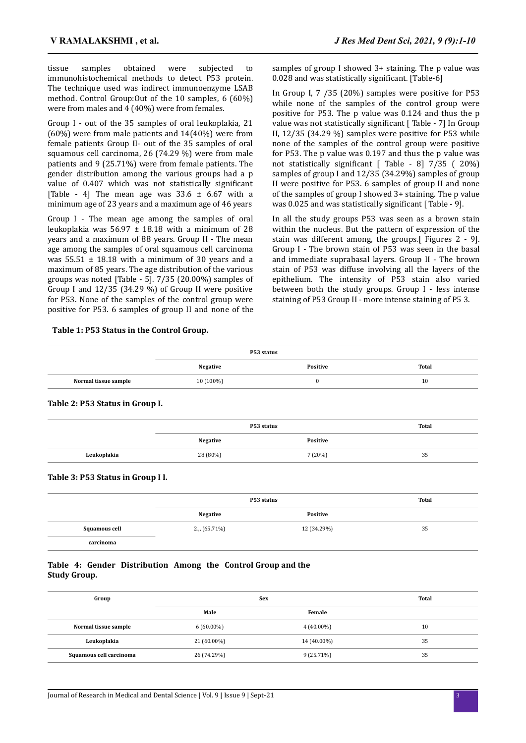tissue samples obtained were subjected to immunohistochemical methods to detect P53 protein. The technique used was indirect immunoenzyme LSAB method. Control Group:Out of the 10 samples, 6 (60%) were from males and 4 (40%) were from females.

Group I - out of the 35 samples of oral leukoplakia, 21 (60%) were from male patients and 14(40%) were from female patients Group II- out of the 35 samples of oral squamous cell carcinoma, 26 (74.29 %) were from male patients and 9 (25.71%) were from female patients. The gender distribution among the various groups had a p value of 0.407 which was not statistically significant [Table - 4] The mean age was 33.6 ± 6.67 with a minimum age of 23 years and a maximum age of 46 years

Group I - The mean age among the samples of oral leukoplakia was 56.97 ± 18.18 with a minimum of 28 years and a maximum of 88 years. Group II - The mean age among the samples of oral squamous cell carcinoma was 55.51 ± 18.18 with a minimum of 30 years and a maximum of 85 years. The age distribution of the various groups was noted [Table - 5]. 7/35 (20.00%) samples of Group I and 12/35 (34.29 %) of Group II were positive for P53. None of the samples of the control group were positive for P53. 6 samples of group II and none of the samples of group I showed 3+ staining. The p value was 0.028 and was statistically significant. [Table-6]

In Group I, 7 /35 (20%) samples were positive for P53 while none of the samples of the control group were positive for P53. The p value was 0.124 and thus the p value was not statistically significant [ Table - 7] In Group II, 12/35 (34.29 %) samples were positive for P53 while none of the samples of the control group were positive for P53. The p value was 0.197 and thus the p value was not statistically significant [ Table - 8] 7/35 ( 20%) samples of group I and 12/35 (34.29%) samples of group II were positive for P53. 6 samples of group II and none of the samples of group I showed 3+ staining. The p value was 0.025 and was statistically significant [ Table - 9].

In all the study groups P53 was seen as a brown stain within the nucleus. But the pattern of expression of the stain was different among, the groups.[ Figures 2 - 9]. Group I - The brown stain of P53 was seen in the basal and immediate suprabasal layers. Group II - The brown stain of P53 was diffuse involving all the layers of the epithelium. The intensity of P53 stain also varied between both the study groups. Group I - less intense staining of P53 Group II - more intense staining of P5 3.

**Table 1: P53 Status in the Control Group.**

| | P53 status | | |
|---|---|---|---|
| | Negative | Positive | Total |
| Normal tissue sample | 10 (100%) | 0 | 10 |

**Table 2: P53 Status in Group I.**

| | P53 status | | Total |
|---|---|---|---|
| | Negative | Positive | |
| Leukoplakia | 28 (80%) | 7 (20%) | 35 |

**Table 3: P53 Status in Group I I.**

| | P53 status | | Total |
|---|---|---|---|
| | Negative | Positive | |
| Squamous cell carcinoma | 2.,, (65.71%) | 12 (34.29%) | 35 |

**Table 4: Gender Distribution Among the Control Group and the Study Group.**

| Group | Sex | | Total |
|---|---|---|---|
| | Male | Female | |
| Normal tissue sample | 6 (60.00%) | 4 (40.00%) | 10 |
| Leukoplakia | 21 (60.00%) | 14 (40.00%) | 35 |
| Squamous cell carcinoma | 26 (74.29%) | 9 (25.71%) | 35 |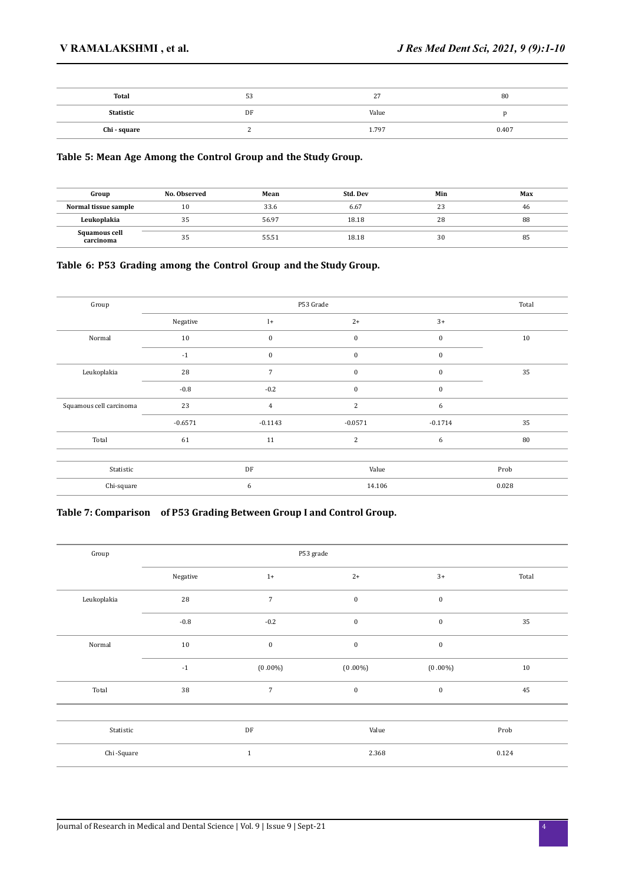| Total | 53 | 27 | 80 |
|---|---|---|---|
| **Statistic** | DF | Value | p |
| **Chi - square** | 2 | 1.797 | 0.407 |

**Table 5: Mean Age Among the Control Group and the Study Group.**

| Group | No. Observed | Mean | Std. Dev | Min | Max |
|---|---|---|---|---|---|
| **Normal tissue sample** | 10 | 33.6 | 6.67 | 23 | 46 |
| **Leukoplakia** | 35 | 56.97 | 18.18 | 28 | 88 |
| **Squamous cell carcinoma** | 35 | 55.51 | 18.18 | 30 | 85 |

**Table 6: P53 Grading among the Control Group and the Study Group.**

| Group | P53 Grade | | | | Total |
|---|---|---|---|---|---|
| | Negative | 1+ | 2+ | 3+ | |
| Normal | 10 | 0 | 0 | 0 | 10 |
| | -1 | 0 | 0 | 0 | |
| Leukoplakia | 28 | 7 | 0 | 0 | 35 |
| | -0.8 | -0.2 | 0 | 0 | |
| Squamous cell carcinoma | 23 | 4 | 2 | 6 | |
| | -0.6571 | -0.1143 | -0.0571 | -0.1714 | 35 |
| Total | 61 | 11 | 2 | 6 | 80 |

| Statistic | DF | Value | Prob |
|---|---|---|---|
| Chi-square | 6 | 14.106 | 0.028 |

**Table 7: Comparison of P53 Grading Between Group I and Control Group.**

| Group | P53 grade | | | | |
|---|---|---|---|---|---|
| | Negative | 1+ | 2+ | 3+ | Total |
| Leukoplakia | 28 | 7 | 0 | 0 | |
| | -0.8 | -0.2 | 0 | 0 | 35 |
| Normal | 10 | 0 | 0 | 0 | |
| | -1 | (0 .00%) | (0 .00%) | (0 .00%) | 10 |
| Total | 38 | 7 | 0 | 0 | 45 |

| Statistic | DF | Value | Prob |
|---|---|---|---|
| Chi-Square | 1 | 2.368 | 0.124 |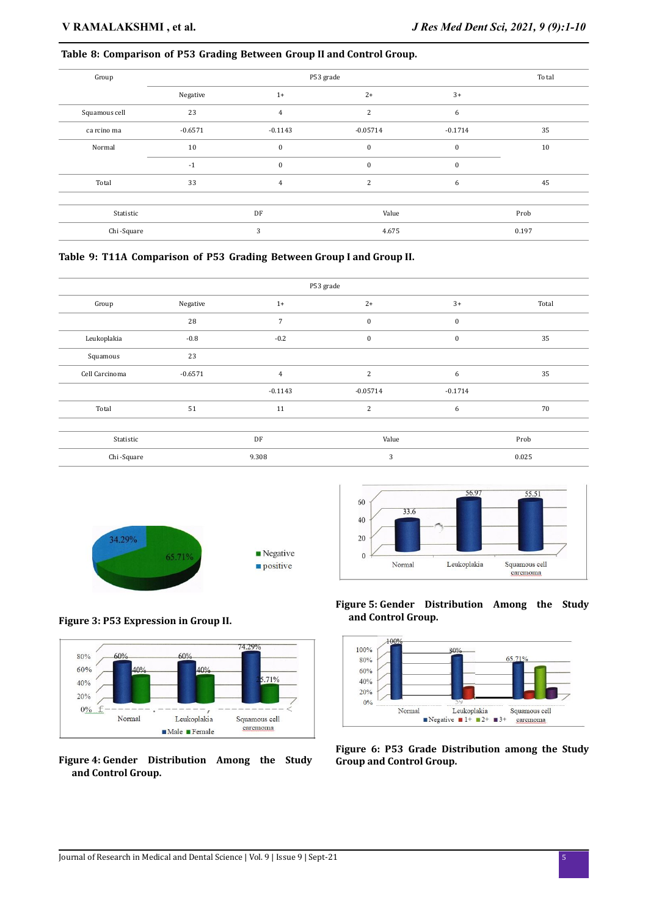**Table 8: Comparison of P53 Grading Between Group II and Control Group.**

| Group | P53 grade | | | | Total |
|---|---|---|---|---|---|
| | Negative | 1+ | 2+ | 3+ | |
| Squamous cell | 23 | 4 | 2 | 6 | |
| carcinoma | -0.6571 | -0.1143 | -0.05714 | -0.1714 | 35 |
| Normal | 10 | 0 | 0 | 0 | 10 |
| | -1 | 0 | 0 | 0 | |
| Total | 33 | 4 | 2 | 6 | 45 |

| Statistic | DF | Value | Prob |
|---|---|---|---|
| Chi-Square | 3 | 4.675 | 0.197 |

**Table 9: T11A Comparison of P53 Grading Between Group I and Group II.**

| | P53 grade | | | | |
|---|---|---|---|---|---|
| Group | Negative | 1+ | 2+ | 3+ | Total |
| | 28 | 7 | 0 | 0 | |
| Leukoplakia | -0.8 | -0.2 | 0 | 0 | 35 |
| Squamous | 23 | | | | |
| Cell Carcinoma | -0.6571 | 4 | 2 | 6 | 35 |
| | | -0.1143 | -0.05714 | -0.1714 | |
| Total | 51 | 11 | 2 | 6 | 70 |

| Statistic | DF | Value | Prob |
|---|---|---|---|
| Chi-Square | 9.308 | 3 | 0.025 |

**Figure 3: P53 Expression in Group II.**

**Figure 4: Gender Distribution Among the Study and Control Group.**

**Figure 5: Gender Distribution Among the Study and Control Group.**

**Figure 6: P53 Grade Distribution among the Study Group and Control Group.**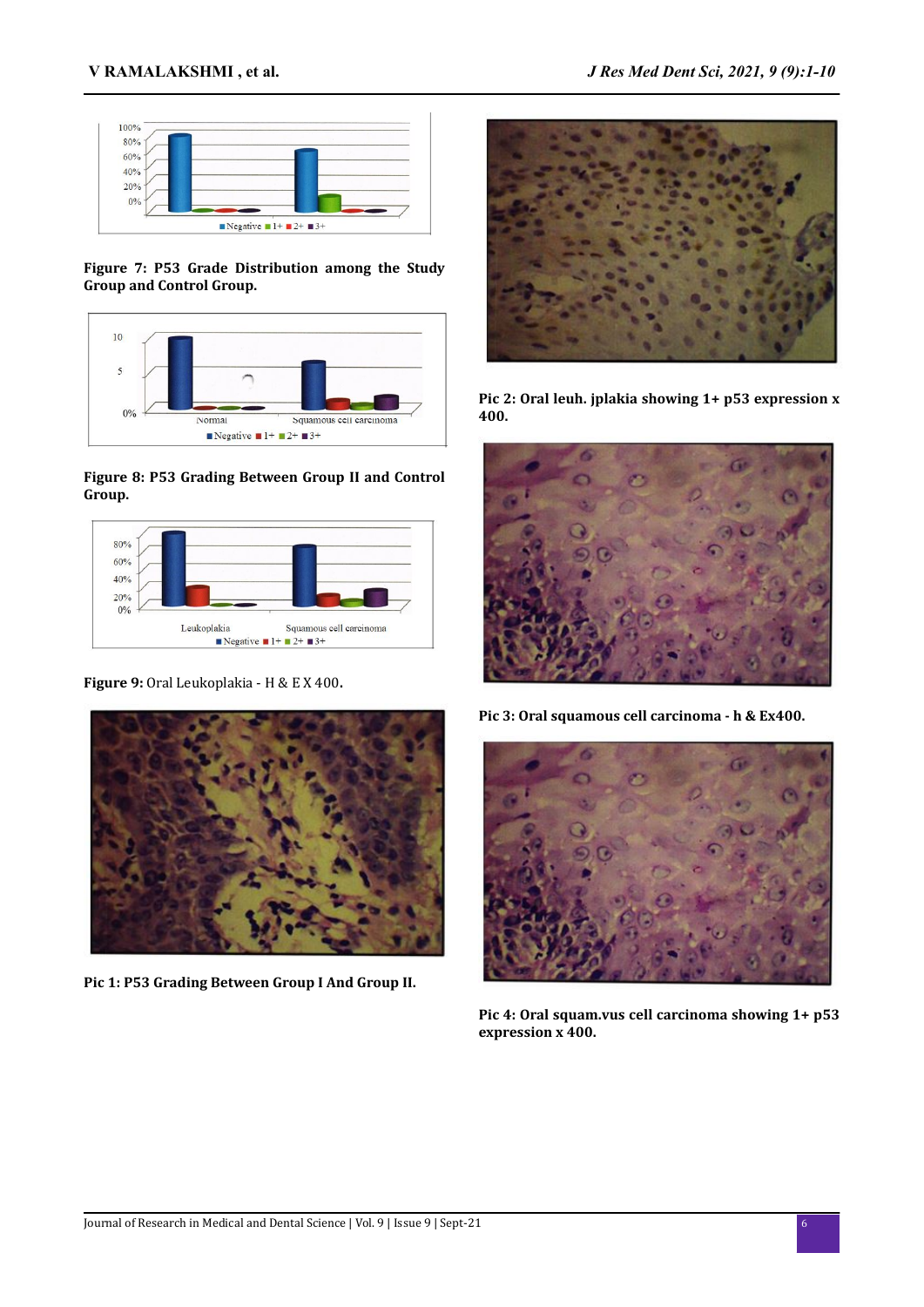**Figure 7: P53 Grade Distribution among the Study Group and Control Group.**

**Figure 8: P53 Grading Between Group II and Control Group.**

**Figure 9:** Oral Leukoplakia - H & E X 400**.**

**Pic 1: P53 Grading Between Group I And Group II.**

**Pic 2: Oral leuh. jplakia showing 1+ p53 expression x 400.**

**Pic 3: Oral squamous cell carcinoma - h & Ex400.**

**Pic 4: Oral squam.vus cell carcinoma showing 1+ p53 expression x 400.**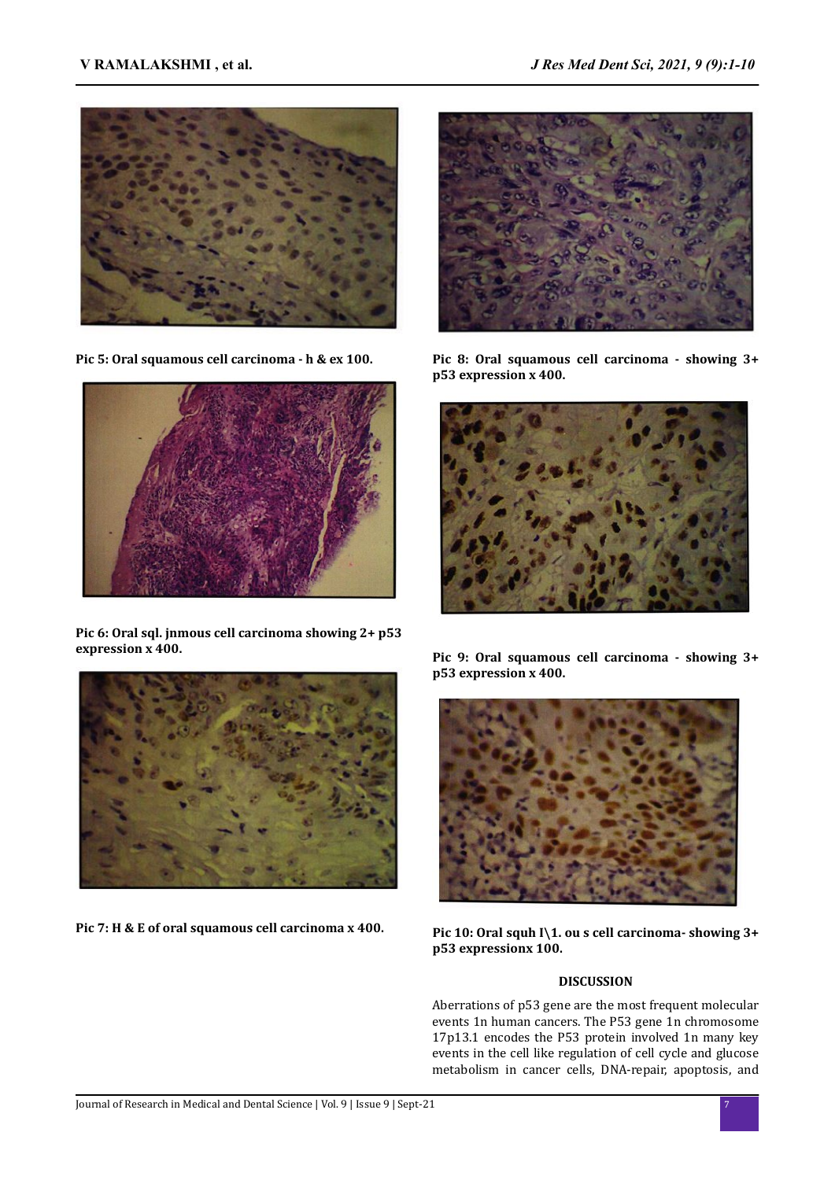Pic 5: Oral squamous cell carcinoma - h & ex 100.

Pic 6: Oral sql. jnmous cell carcinoma showing 2+ p53 expression x 400.

Pic 7: H & E of oral squamous cell carcinoma x 400.

Pic 8: Oral squamous cell carcinoma - showing 3+ p53 expression x 400.

Pic 9: Oral squamous cell carcinoma - showing 3+ p53 expression x 400.

Pic 10: Oral squh I\1. ou s cell carcinoma- showing 3+ p53 expressionx 100.

## DISCUSSION

Aberrations of p53 gene are the most frequent molecular events 1n human cancers. The P53 gene 1n chromosome 17p13.1 encodes the P53 protein involved 1n many key events in the cell like regulation of cell cycle and glucose metabolism in cancer cells, DNA-repair, apoptosis, and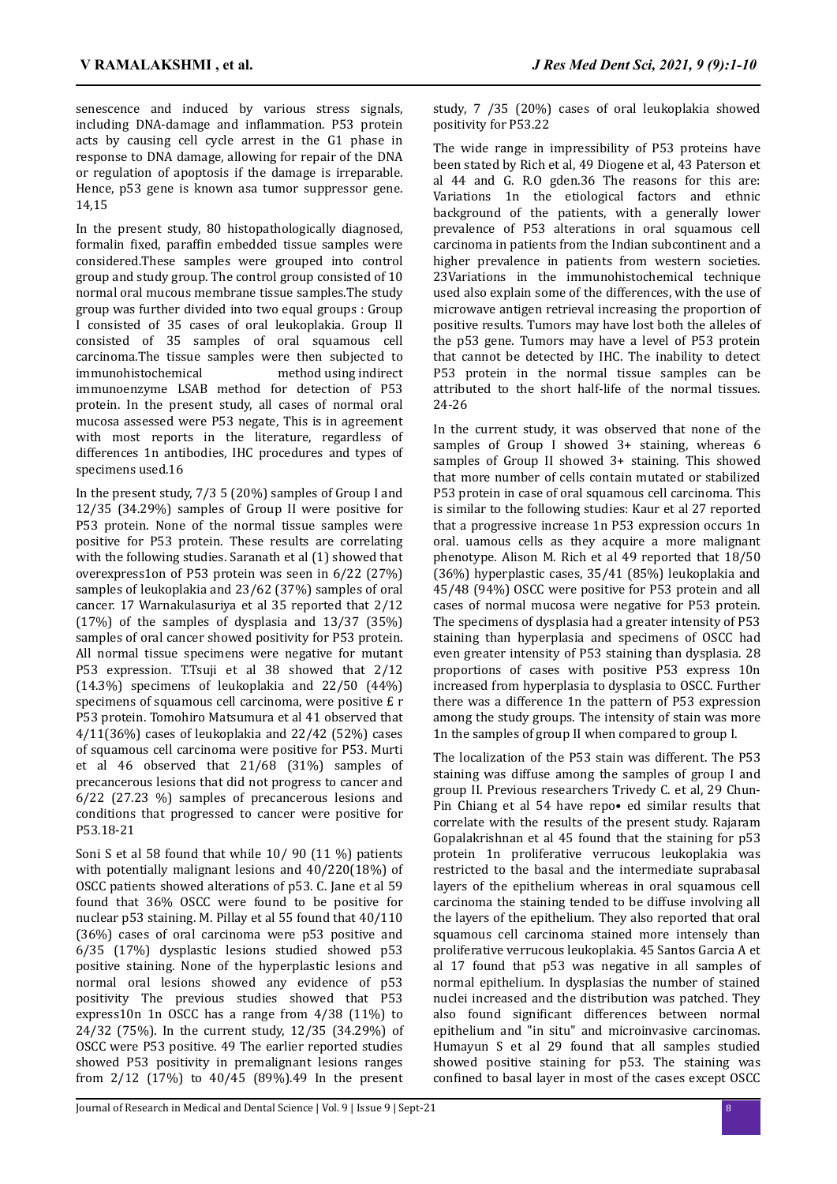senescence and induced by various stress signals, including DNA-damage and inflammation. P53 protein acts by causing cell cycle arrest in the G1 phase in response to DNA damage, allowing for repair of the DNA or regulation of apoptosis if the damage is irreparable. Hence, p53 gene is known asa tumor suppressor gene. 14,15

In the present study, 80 histopathologically diagnosed, formalin fixed, paraffin embedded tissue samples were considered.These samples were grouped into control group and study group. The control group consisted of 10 normal oral mucous membrane tissue samples.The study group was further divided into two equal groups : Group I consisted of 35 cases of oral leukoplakia. Group II consisted of 35 samples of oral squamous cell carcinoma.The tissue samples were then subjected to immunohistochemical method using indirect immunoenzyme LSAB method for detection of P53 protein. In the present study, all cases of normal oral mucosa assessed were P53 negate, This is in agreement with most reports in the literature, regardless of differences 1n antibodies, IHC procedures and types of specimens used.16

In the present study, 7/3 5 (20%) samples of Group I and 12/35 (34.29%) samples of Group II were positive for P53 protein. None of the normal tissue samples were positive for P53 protein. These results are correlating with the following studies. Saranath et al (1) showed that overexpress1on of P53 protein was seen in 6/22 (27%) samples of leukoplakia and 23/62 (37%) samples of oral cancer. 17 Warnakulasuriya et al 35 reported that 2/12 (17%) of the samples of dysplasia and 13/37 (35%) samples of oral cancer showed positivity for P53 protein. All normal tissue specimens were negative for mutant P53 expression. T.Tsuji et al 38 showed that 2/12 (14.3%) specimens of leukoplakia and 22/50 (44%) specimens of squamous cell carcinoma, were positive £ r P53 protein. Tomohiro Matsumura et al 41 observed that 4/11(36%) cases of leukoplakia and 22/42 (52%) cases of squamous cell carcinoma were positive for P53. Murti et al 46 observed that 21/68 (31%) samples of precancerous lesions that did not progress to cancer and 6/22 (27.23 %) samples of precancerous lesions and conditions that progressed to cancer were positive for P53.18-21

Soni S et al 58 found that while 10/ 90 (11 %) patients with potentially malignant lesions and 40/220(18%) of OSCC patients showed alterations of p53. C. Jane et al 59 found that 36% OSCC were found to be positive for nuclear p53 staining. M. Pillay et al 55 found that 40/110 (36%) cases of oral carcinoma were p53 positive and 6/35 (17%) dysplastic lesions studied showed p53 positive staining. None of the hyperplastic lesions and normal oral lesions showed any evidence of p53 positivity The previous studies showed that P53 express10n 1n OSCC has a range from 4/38 (11%) to 24/32 (75%). In the current study, 12/35 (34.29%) of OSCC were P53 positive. 49 The earlier reported studies showed P53 positivity in premalignant lesions ranges from 2/12 (17%) to 40/45 (89%).49 In the present study, 7 /35 (20%) cases of oral leukoplakia showed positivity for P53.22

The wide range in impressibility of P53 proteins have been stated by Rich et al, 49 Diogene et al, 43 Paterson et al 44 and G. R.O gden.36 The reasons for this are: Variations 1n the etiological factors and ethnic background of the patients, with a generally lower prevalence of P53 alterations in oral squamous cell carcinoma in patients from the Indian subcontinent and a higher prevalence in patients from western societies. 23Variations in the immunohistochemical technique used also explain some of the differences, with the use of microwave antigen retrieval increasing the proportion of positive results. Tumors may have lost both the alleles of the p53 gene. Tumors may have a level of P53 protein that cannot be detected by IHC. The inability to detect P53 protein in the normal tissue samples can be attributed to the short half-life of the normal tissues. 24-26

In the current study, it was observed that none of the samples of Group I showed 3+ staining, whereas 6 samples of Group II showed 3+ staining. This showed that more number of cells contain mutated or stabilized P53 protein in case of oral squamous cell carcinoma. This is similar to the following studies: Kaur et al 27 reported that a progressive increase 1n P53 expression occurs 1n oral. uamous cells as they acquire a more malignant phenotype. Alison M. Rich et al 49 reported that 18/50 (36%) hyperplastic cases, 35/41 (85%) leukoplakia and 45/48 (94%) OSCC were positive for P53 protein and all cases of normal mucosa were negative for P53 protein. The specimens of dysplasia had a greater intensity of P53 staining than hyperplasia and specimens of OSCC had even greater intensity of P53 staining than dysplasia. 28 proportions of cases with positive P53 express 10n increased from hyperplasia to dysplasia to OSCC. Further there was a difference 1n the pattern of P53 expression among the study groups. The intensity of stain was more 1n the samples of group II when compared to group I.

The localization of the P53 stain was different. The P53 staining was diffuse among the samples of group I and group II. Previous researchers Trivedy C. et al, 29 Chun-Pin Chiang et al 54 have repo• ed similar results that correlate with the results of the present study. Rajaram Gopalakrishnan et al 45 found that the staining for p53 protein 1n proliferative verrucous leukoplakia was restricted to the basal and the intermediate suprabasal layers of the epithelium whereas in oral squamous cell carcinoma the staining tended to be diffuse involving all the layers of the epithelium. They also reported that oral squamous cell carcinoma stained more intensely than proliferative verrucous leukoplakia. 45 Santos Garcia A et al 17 found that p53 was negative in all samples of normal epithelium. In dysplasias the number of stained nuclei increased and the distribution was patched. They also found significant differences between normal epithelium and "in situ" and microinvasive carcinomas. Humayun S et al 29 found that all samples studied showed positive staining for p53. The staining was confined to basal layer in most of the cases except OSCC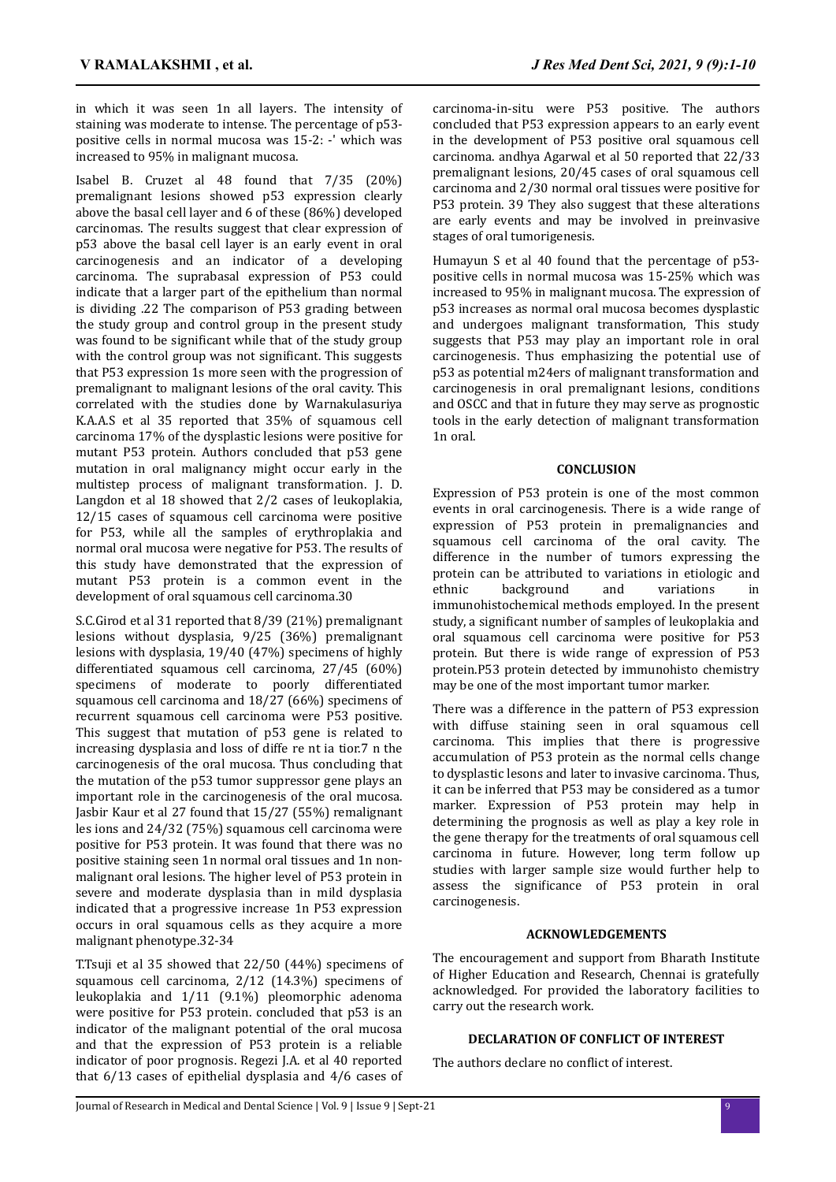in which it was seen 1n all layers. The intensity of staining was moderate to intense. The percentage of p53-positive cells in normal mucosa was 15-2: -' which was increased to 95% in malignant mucosa.

Isabel B. Cruzet al 48 found that 7/35 (20%) premalignant lesions showed p53 expression clearly above the basal cell layer and 6 of these (86%) developed carcinomas. The results suggest that clear expression of p53 above the basal cell layer is an early event in oral carcinogenesis and an indicator of a developing carcinoma. The suprabasal expression of P53 could indicate that a larger part of the epithelium than normal is dividing .22 The comparison of P53 grading between the study group and control group in the present study was found to be significant while that of the study group with the control group was not significant. This suggests that P53 expression 1s more seen with the progression of premalignant to malignant lesions of the oral cavity. This correlated with the studies done by Warnakulasuriya K.A.A.S et al 35 reported that 35% of squamous cell carcinoma 17% of the dysplastic lesions were positive for mutant P53 protein. Authors concluded that p53 gene mutation in oral malignancy might occur early in the multistep process of malignant transformation. J. D. Langdon et al 18 showed that 2/2 cases of leukoplakia, 12/15 cases of squamous cell carcinoma were positive for P53, while all the samples of erythroplakia and normal oral mucosa were negative for P53. The results of this study have demonstrated that the expression of mutant P53 protein is a common event in the development of oral squamous cell carcinoma.30

S.C.Girod et al 31 reported that 8/39 (21%) premalignant lesions without dysplasia, 9/25 (36%) premalignant lesions with dysplasia, 19/40 (47%) specimens of highly differentiated squamous cell carcinoma, 27/45 (60%) specimens of moderate to poorly differentiated squamous cell carcinoma and 18/27 (66%) specimens of recurrent squamous cell carcinoma were P53 positive. This suggest that mutation of p53 gene is related to increasing dysplasia and loss of diffe re nt ia tior.7 n the carcinogenesis of the oral mucosa. Thus concluding that the mutation of the p53 tumor suppressor gene plays an important role in the carcinogenesis of the oral mucosa. Jasbir Kaur et al 27 found that 15/27 (55%) remalignant les ions and 24/32 (75%) squamous cell carcinoma were positive for P53 protein. It was found that there was no positive staining seen 1n normal oral tissues and 1n non-malignant oral lesions. The higher level of P53 protein in severe and moderate dysplasia than in mild dysplasia indicated that a progressive increase 1n P53 expression occurs in oral squamous cells as they acquire a more malignant phenotype.32-34

T.Tsuji et al 35 showed that 22/50 (44%) specimens of squamous cell carcinoma, 2/12 (14.3%) specimens of leukoplakia and 1/11 (9.1%) pleomorphic adenoma were positive for P53 protein. concluded that p53 is an indicator of the malignant potential of the oral mucosa and that the expression of P53 protein is a reliable indicator of poor prognosis. Regezi J.A. et al 40 reported that 6/13 cases of epithelial dysplasia and 4/6 cases of carcinoma-in-situ were P53 positive. The authors concluded that P53 expression appears to an early event in the development of P53 positive oral squamous cell carcinoma. andhya Agarwal et al 50 reported that 22/33 premalignant lesions, 20/45 cases of oral squamous cell carcinoma and 2/30 normal oral tissues were positive for P53 protein. 39 They also suggest that these alterations are early events and may be involved in preinvasive stages of oral tumorigenesis.

Humayun S et al 40 found that the percentage of p53-positive cells in normal mucosa was 15-25% which was increased to 95% in malignant mucosa. The expression of p53 increases as normal oral mucosa becomes dysplastic and undergoes malignant transformation, This study suggests that P53 may play an important role in oral carcinogenesis. Thus emphasizing the potential use of p53 as potential m24ers of malignant transformation and carcinogenesis in oral premalignant lesions, conditions and OSCC and that in future they may serve as prognostic tools in the early detection of malignant transformation 1n oral.

## CONCLUSION

Expression of P53 protein is one of the most common events in oral carcinogenesis. There is a wide range of expression of P53 protein in premalignancies and squamous cell carcinoma of the oral cavity. The difference in the number of tumors expressing the protein can be attributed to variations in etiologic and ethnic background and variations in immunohistochemical methods employed. In the present study, a significant number of samples of leukoplakia and oral squamous cell carcinoma were positive for P53 protein. But there is wide range of expression of P53 protein.P53 protein detected by immunohisto chemistry may be one of the most important tumor marker.

There was a difference in the pattern of P53 expression with diffuse staining seen in oral squamous cell carcinoma. This implies that there is progressive accumulation of P53 protein as the normal cells change to dysplastic lesons and later to invasive carcinoma. Thus, it can be inferred that P53 may be considered as a tumor marker. Expression of P53 protein may help in determining the prognosis as well as play a key role in the gene therapy for the treatments of oral squamous cell carcinoma in future. However, long term follow up studies with larger sample size would further help to assess the significance of P53 protein in oral carcinogenesis.

## ACKNOWLEDGEMENTS

The encouragement and support from Bharath Institute of Higher Education and Research, Chennai is gratefully acknowledged. For provided the laboratory facilities to carry out the research work.

## DECLARATION OF CONFLICT OF INTEREST

The authors declare no conflict of interest.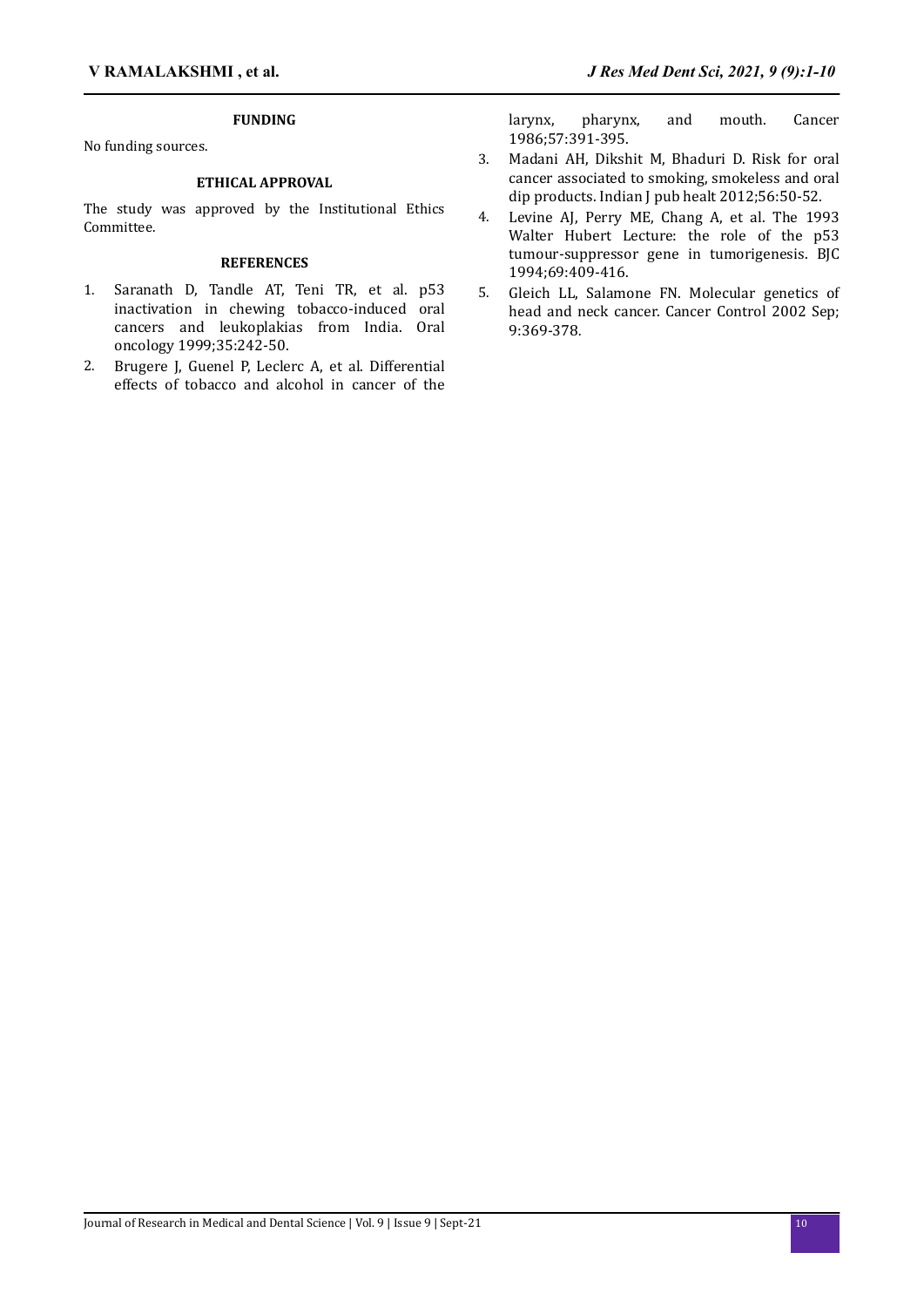## FUNDING

No funding sources.

## ETHICAL APPROVAL

The study was approved by the Institutional Ethics Committee.

## REFERENCES

1. Saranath D, Tandle AT, Teni TR, et al. p53 inactivation in chewing tobacco-induced oral cancers and leukoplakias from India. Oral oncology 1999;35:242-50.
2. Brugere J, Guenel P, Leclerc A, et al. Differential effects of tobacco and alcohol in cancer of the larynx, pharynx, and mouth. Cancer 1986;57:391-395.
3. Madani AH, Dikshit M, Bhaduri D. Risk for oral cancer associated to smoking, smokeless and oral dip products. Indian J pub healt 2012;56:50-52.
4. Levine AJ, Perry ME, Chang A, et al. The 1993 Walter Hubert Lecture: the role of the p53 tumour-suppressor gene in tumorigenesis. BJC 1994;69:409-416.
5. Gleich LL, Salamone FN. Molecular genetics of head and neck cancer. Cancer Control 2002 Sep; 9:369-378.